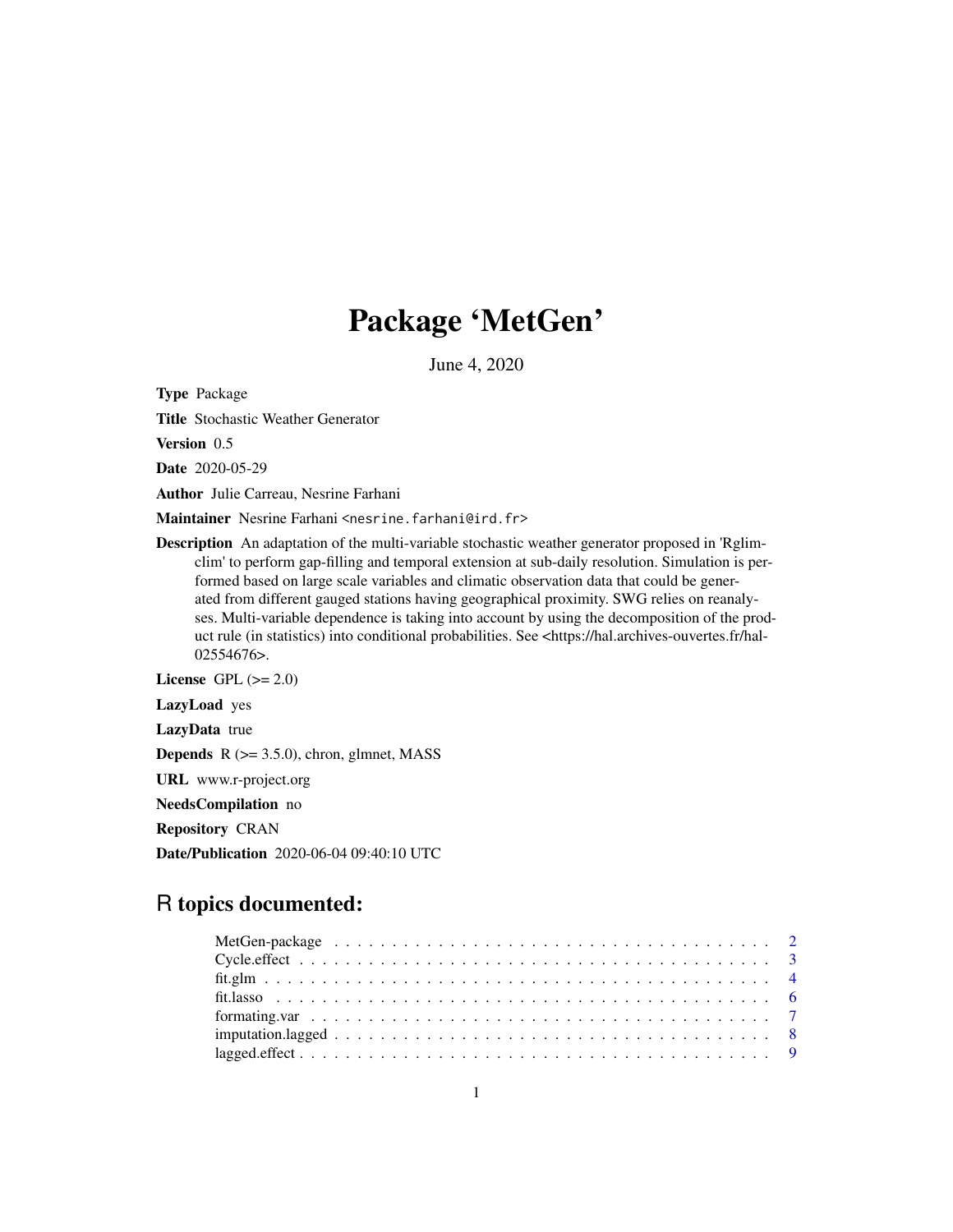# Package 'MetGen'

June 4, 2020

**Type** Package

**Title** Stochastic Weather Generator

**Version** 0.5

**Date** 2020-05-29

**Author** Julie Carreau, Nesrine Farhani

**Maintainer** Nesrine Farhani <nesrine.farhani@ird.fr>

**Description** An adaptation of the multi-variable stochastic weather generator proposed in 'Rglimclim' to perform gap-filling and temporal extension at sub-daily resolution. Simulation is performed based on large scale variables and climatic observation data that could be generated from different gauged stations having geographical proximity. SWG relies on reanalyses. Multi-variable dependence is taking into account by using the decomposition of the product rule (in statistics) into conditional probabilities. See <https://hal.archives-ouvertes.fr/hal-02554676>.

**License** GPL (>= 2.0)

**LazyLoad** yes

**LazyData** true

**Depends** R (>= 3.5.0), chron, glmnet, MASS

**URL** www.r-project.org

**NeedsCompilation** no

**Repository** CRAN

**Date/Publication** 2020-06-04 09:40:10 UTC

## R topics documented:

MetGen-package . . . . . . . . . . . . . . . . . . . . . . . . . . . . . . . . . . . . 2
Cycle.effect . . . . . . . . . . . . . . . . . . . . . . . . . . . . . . . . . . . . . . 3
fit.glm . . . . . . . . . . . . . . . . . . . . . . . . . . . . . . . . . . . . . . . . . 4
fit.lasso . . . . . . . . . . . . . . . . . . . . . . . . . . . . . . . . . . . . . . . . 6
formating.var . . . . . . . . . . . . . . . . . . . . . . . . . . . . . . . . . . . . . 7
imputation.lagged . . . . . . . . . . . . . . . . . . . . . . . . . . . . . . . . . . . 8
lagged.effect . . . . . . . . . . . . . . . . . . . . . . . . . . . . . . . . . . . . . . 9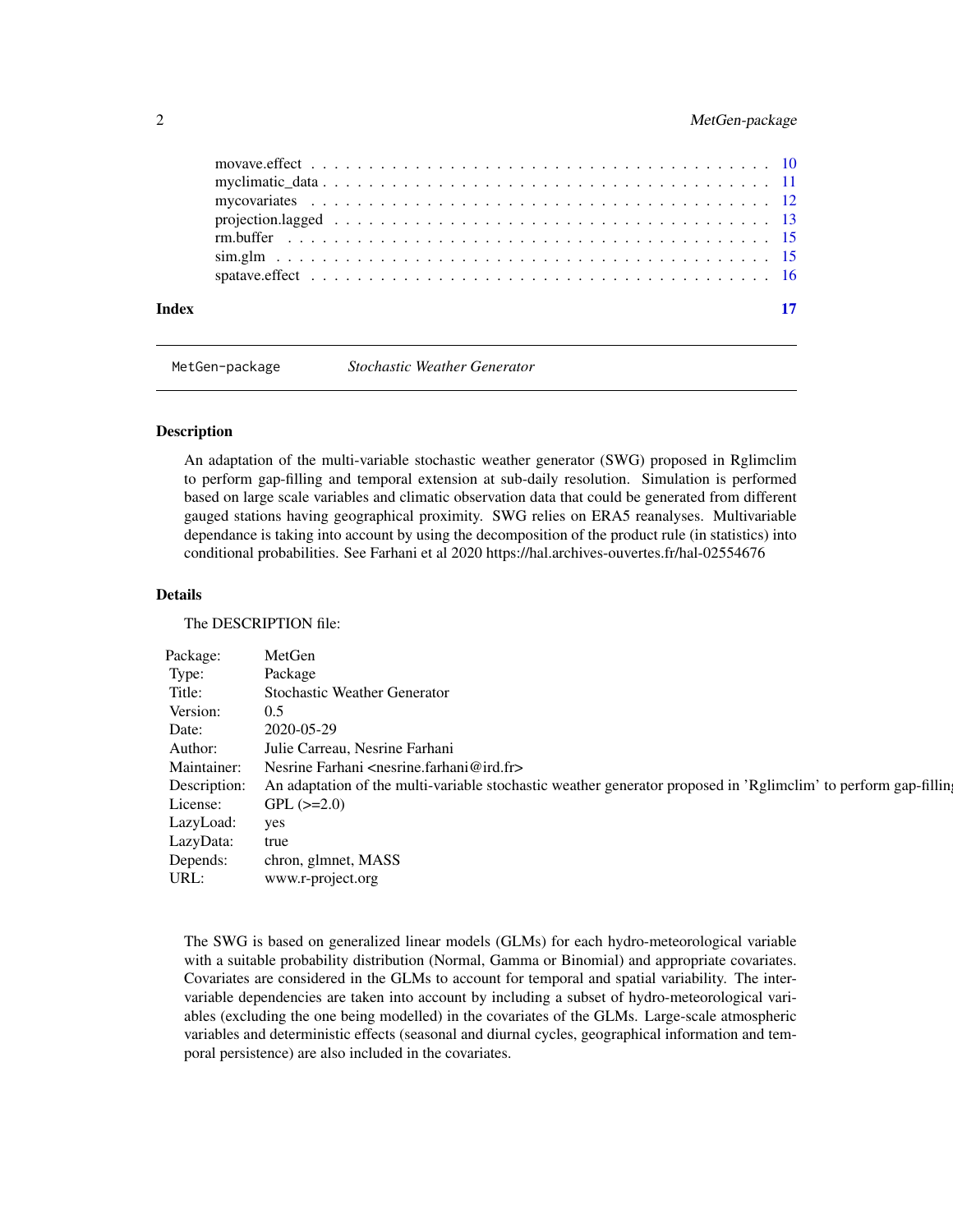| | |
|---|---|
| movave.effect | 10 |
| myclimatic_data | 11 |
| mycovariates | 12 |
| projection.lagged | 13 |
| rm.buffer | 15 |
| sim.glm | 15 |
| spatave.effect | 16 |

**Index** **17**

---

`MetGen-package` *Stochastic Weather Generator*

---

## Description

An adaptation of the multi-variable stochastic weather generator (SWG) proposed in Rglimclim to perform gap-filling and temporal extension at sub-daily resolution. Simulation is performed based on large scale variables and climatic observation data that could be generated from different gauged stations having geographical proximity. SWG relies on ERA5 reanalyses. Multivariable dependance is taking into account by using the decomposition of the product rule (in statistics) into conditional probabilities. See Farhani et al 2020 https://hal.archives-ouvertes.fr/hal-02554676

## Details

The DESCRIPTION file:

| | |
|---|---|
| Package: | MetGen |
| Type: | Package |
| Title: | Stochastic Weather Generator |
| Version: | 0.5 |
| Date: | 2020-05-29 |
| Author: | Julie Carreau, Nesrine Farhani |
| Maintainer: | Nesrine Farhani <nesrine.farhani@ird.fr> |
| Description: | An adaptation of the multi-variable stochastic weather generator proposed in 'Rglimclim' to perform gap-fillin |
| License: | GPL (>=2.0) |
| LazyLoad: | yes |
| LazyData: | true |
| Depends: | chron, glmnet, MASS |
| URL: | www.r-project.org |

The SWG is based on generalized linear models (GLMs) for each hydro-meteorological variable with a suitable probability distribution (Normal, Gamma or Binomial) and appropriate covariates. Covariates are considered in the GLMs to account for temporal and spatial variability. The inter-variable dependencies are taken into account by including a subset of hydro-meteorological variables (excluding the one being modelled) in the covariates of the GLMs. Large-scale atmospheric variables and deterministic effects (seasonal and diurnal cycles, geographical information and temporal persistence) are also included in the covariates.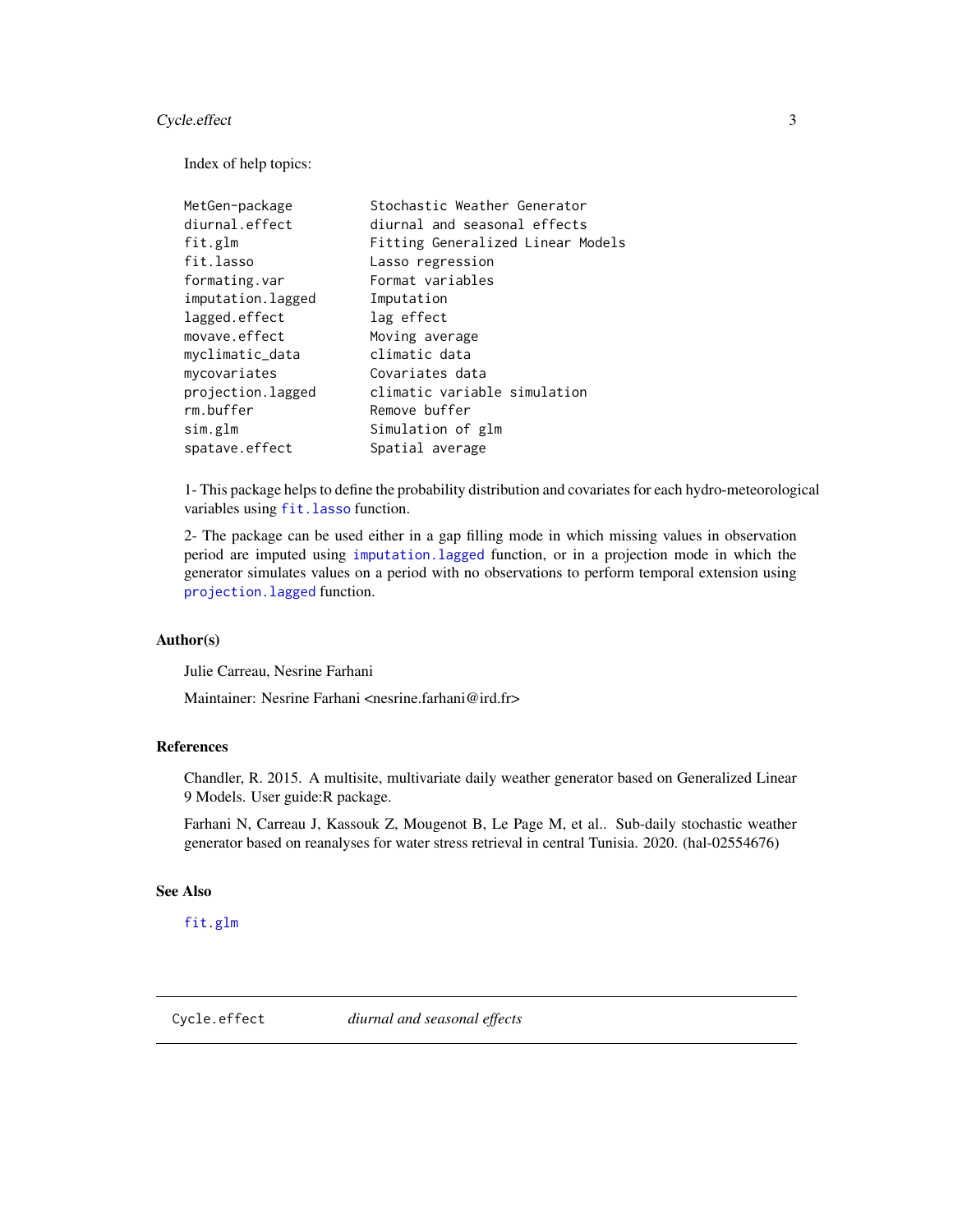Index of help topics:

```
MetGen-package          Stochastic Weather Generator
diurnal.effect          diurnal and seasonal effects
fit.glm                 Fitting Generalized Linear Models
fit.lasso               Lasso regression
formating.var           Format variables
imputation.lagged       Imputation
lagged.effect           lag effect
movave.effect           Moving average
myclimatic_data         climatic data
mycovariates            Covariates data
projection.lagged       climatic variable simulation
rm.buffer               Remove buffer
sim.glm                 Simulation of glm
spatave.effect          Spatial average
```

1- This package helps to define the probability distribution and covariates for each hydro-meteorological variables using `fit.lasso` function.

2- The package can be used either in a gap filling mode in which missing values in observation period are imputed using `imputation.lagged` function, or in a projection mode in which the generator simulates values on a period with no observations to perform temporal extension using `projection.lagged` function.

### Author(s)

Julie Carreau, Nesrine Farhani

Maintainer: Nesrine Farhani <nesrine.farhani@ird.fr>

### References

Chandler, R. 2015. A multisite, multivariate daily weather generator based on Generalized Linear 9 Models. User guide:R package.

Farhani N, Carreau J, Kassouk Z, Mougenot B, Le Page M, et al.. Sub-daily stochastic weather generator based on reanalyses for water stress retrieval in central Tunisia. 2020. (hal-02554676)

### See Also

`fit.glm`

---

## Cycle.effect *diurnal and seasonal effects*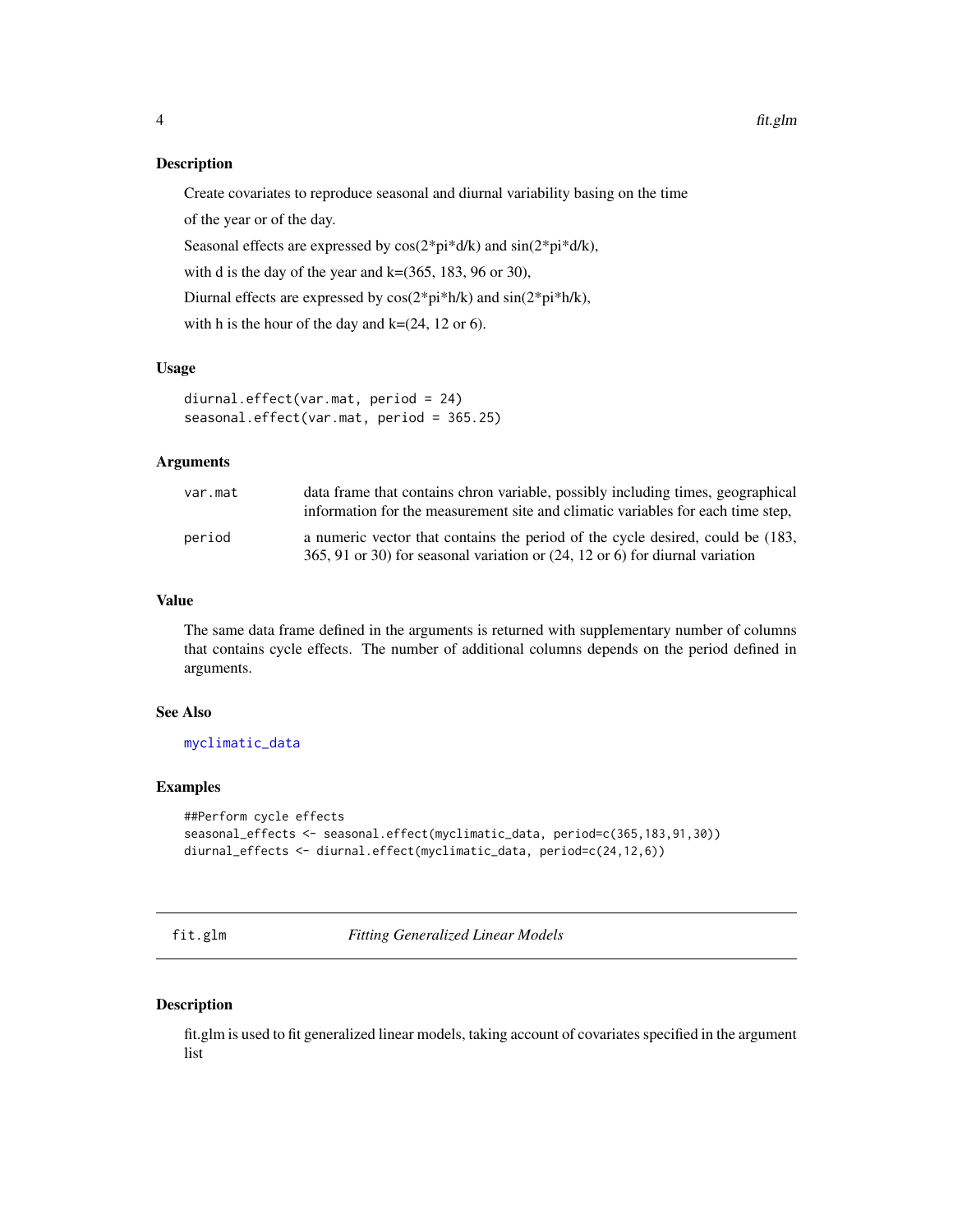## Description

Create covariates to reproduce seasonal and diurnal variability basing on the time

of the year or of the day.

Seasonal effects are expressed by cos(2*pi*d/k) and sin(2*pi*d/k),

with d is the day of the year and k=(365, 183, 96 or 30),

Diurnal effects are expressed by cos(2*pi*h/k) and sin(2*pi*h/k),

with h is the hour of the day and k=(24, 12 or 6).

## Usage

```
diurnal.effect(var.mat, period = 24)
seasonal.effect(var.mat, period = 365.25)
```

## Arguments

| | |
|---|---|
| `var.mat` | data frame that contains chron variable, possibly including times, geographical information for the measurement site and climatic variables for each time step, |
| `period` | a numeric vector that contains the period of the cycle desired, could be (183, 365, 91 or 30) for seasonal variation or (24, 12 or 6) for diurnal variation |

## Value

The same data frame defined in the arguments is returned with supplementary number of columns that contains cycle effects. The number of additional columns depends on the period defined in arguments.

## See Also

myclimatic_data

## Examples

```
##Perform cycle effects
seasonal_effects <- seasonal.effect(myclimatic_data, period=c(365,183,91,30))
diurnal_effects <- diurnal.effect(myclimatic_data, period=c(24,12,6))
```

---

# fit.glm — *Fitting Generalized Linear Models*

## Description

fit.glm is used to fit generalized linear models, taking account of covariates specified in the argument list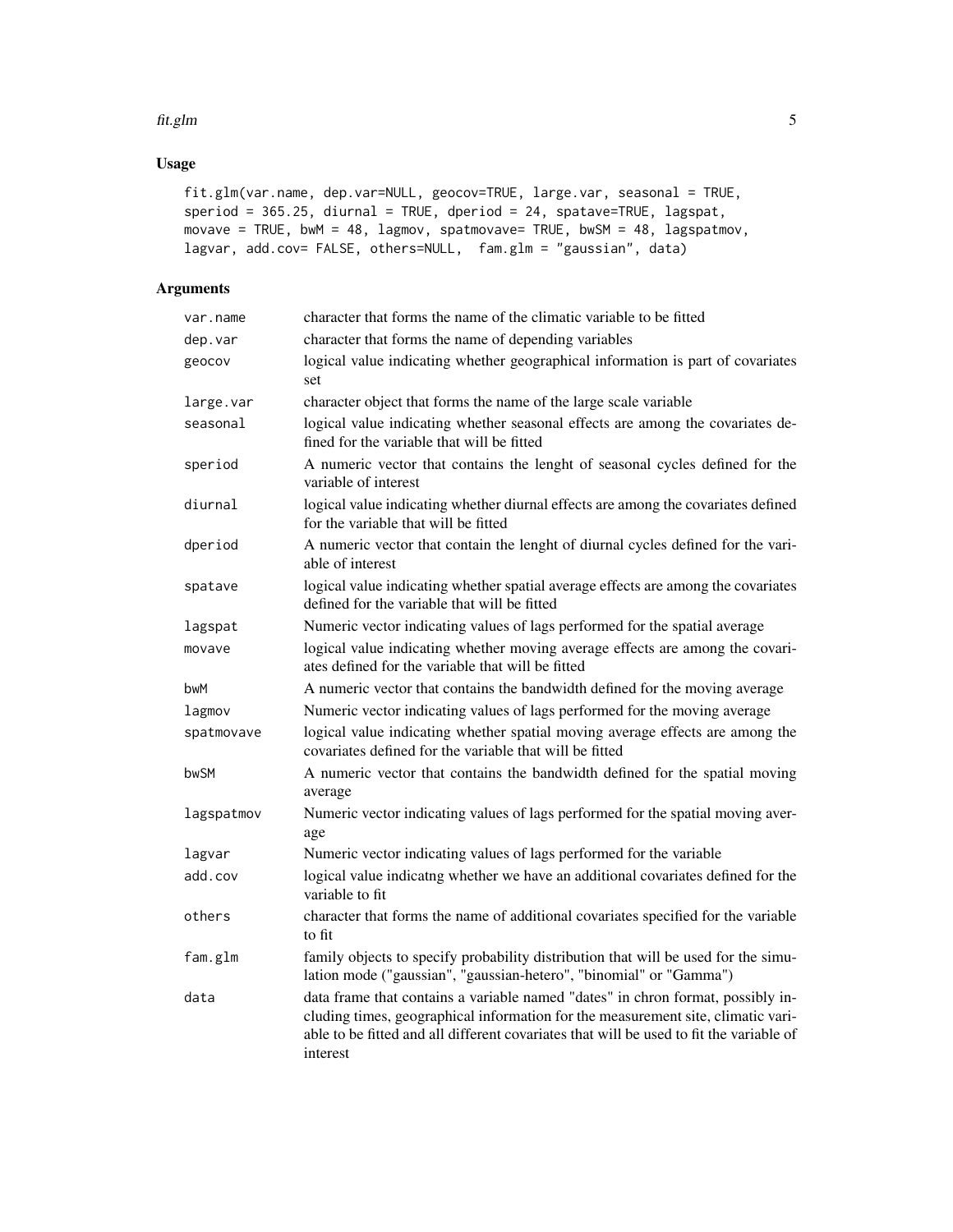## Usage

```
fit.glm(var.name, dep.var=NULL, geocov=TRUE, large.var, seasonal = TRUE,
speriod = 365.25, diurnal = TRUE, dperiod = 24, spatave=TRUE, lagspat,
movave = TRUE, bwM = 48, lagmov, spatmovave= TRUE, bwSM = 48, lagspatmov,
lagvar, add.cov= FALSE, others=NULL,  fam.glm = "gaussian", data)
```

## Arguments

| | |
|---|---|
| var.name | character that forms the name of the climatic variable to be fitted |
| dep.var | character that forms the name of depending variables |
| geocov | logical value indicating whether geographical information is part of covariates set |
| large.var | character object that forms the name of the large scale variable |
| seasonal | logical value indicating whether seasonal effects are among the covariates defined for the variable that will be fitted |
| speriod | A numeric vector that contains the lenght of seasonal cycles defined for the variable of interest |
| diurnal | logical value indicating whether diurnal effects are among the covariates defined for the variable that will be fitted |
| dperiod | A numeric vector that contain the lenght of diurnal cycles defined for the variable of interest |
| spatave | logical value indicating whether spatial average effects are among the covariates defined for the variable that will be fitted |
| lagspat | Numeric vector indicating values of lags performed for the spatial average |
| movave | logical value indicating whether moving average effects are among the covariates defined for the variable that will be fitted |
| bwM | A numeric vector that contains the bandwidth defined for the moving average |
| lagmov | Numeric vector indicating values of lags performed for the moving average |
| spatmovave | logical value indicating whether spatial moving average effects are among the covariates defined for the variable that will be fitted |
| bwSM | A numeric vector that contains the bandwidth defined for the spatial moving average |
| lagspatmov | Numeric vector indicating values of lags performed for the spatial moving average |
| lagvar | Numeric vector indicating values of lags performed for the variable |
| add.cov | logical value indicatng whether we have an additional covariates defined for the variable to fit |
| others | character that forms the name of additional covariates specified for the variable to fit |
| fam.glm | family objects to specify probability distribution that will be used for the simulation mode ("gaussian", "gaussian-hetero", "binomial" or "Gamma") |
| data | data frame that contains a variable named "dates" in chron format, possibly including times, geographical information for the measurement site, climatic variable to be fitted and all different covariates that will be used to fit the variable of interest |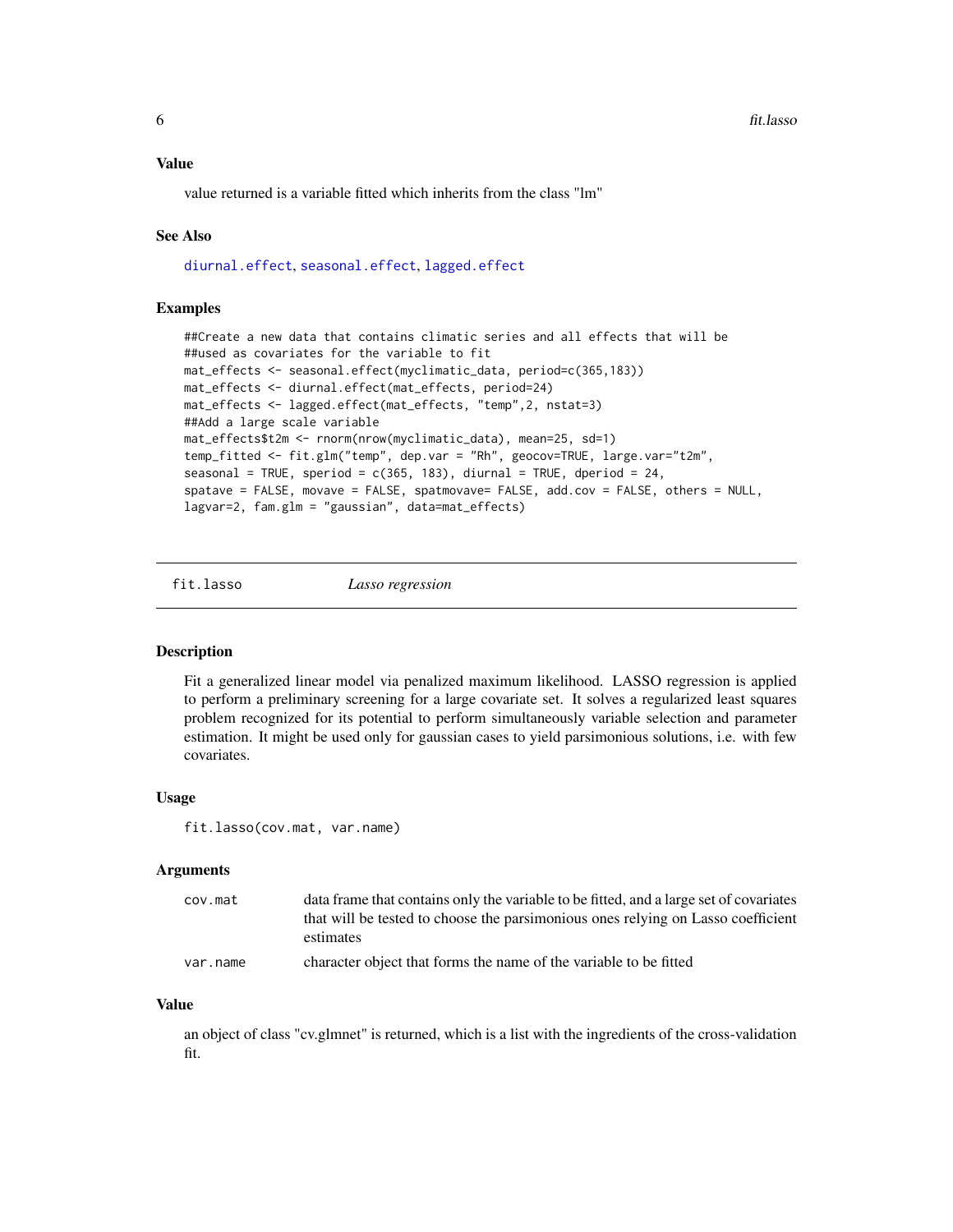### Value

value returned is a variable fitted which inherits from the class "lm"

### See Also

diurnal.effect, seasonal.effect, lagged.effect

### Examples

```
##Create a new data that contains climatic series and all effects that will be
##used as covariates for the variable to fit
mat_effects <- seasonal.effect(myclimatic_data, period=c(365,183))
mat_effects <- diurnal.effect(mat_effects, period=24)
mat_effects <- lagged.effect(mat_effects, "temp",2, nstat=3)
##Add a large scale variable
mat_effects$t2m <- rnorm(nrow(myclimatic_data), mean=25, sd=1)
temp_fitted <- fit.glm("temp", dep.var = "Rh", geocov=TRUE, large.var="t2m",
seasonal = TRUE, speriod = c(365, 183), diurnal = TRUE, dperiod = 24,
spatave = FALSE, movave = FALSE, spatmovave= FALSE, add.cov = FALSE, others = NULL,
lagvar=2, fam.glm = "gaussian", data=mat_effects)
```

---

## fit.lasso — *Lasso regression*

### Description

Fit a generalized linear model via penalized maximum likelihood. LASSO regression is applied to perform a preliminary screening for a large covariate set. It solves a regularized least squares problem recognized for its potential to perform simultaneously variable selection and parameter estimation. It might be used only for gaussian cases to yield parsimonious solutions, i.e. with few covariates.

### Usage

```
fit.lasso(cov.mat, var.name)
```

### Arguments

| | |
|---|---|
| cov.mat | data frame that contains only the variable to be fitted, and a large set of covariates that will be tested to choose the parsimonious ones relying on Lasso coefficient estimates |
| var.name | character object that forms the name of the variable to be fitted |

### Value

an object of class "cv.glmnet" is returned, which is a list with the ingredients of the cross-validation fit.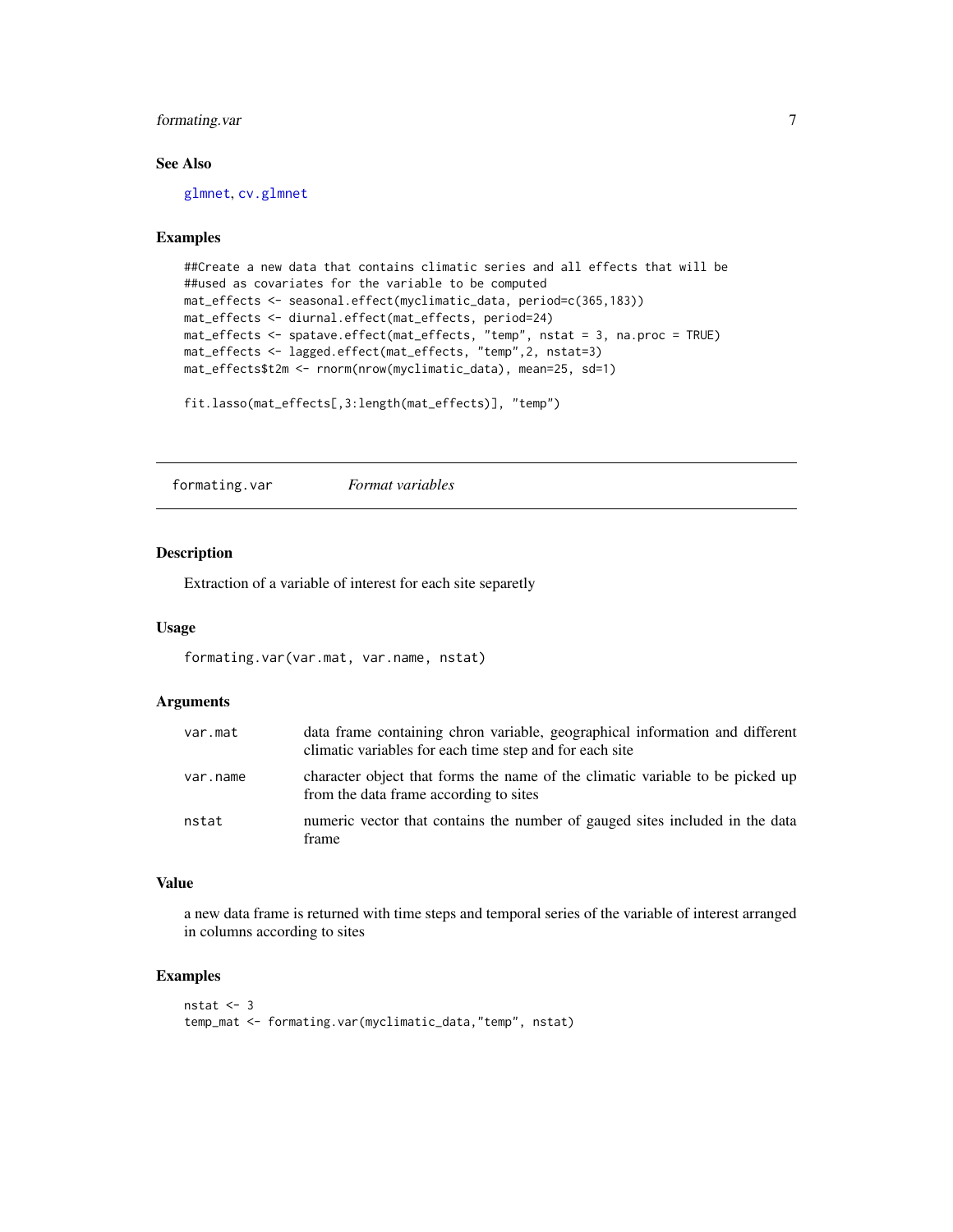### See Also

glmnet, cv.glmnet

### Examples

```
##Create a new data that contains climatic series and all effects that will be
##used as covariates for the variable to be computed
mat_effects <- seasonal.effect(myclimatic_data, period=c(365,183))
mat_effects <- diurnal.effect(mat_effects, period=24)
mat_effects <- spatave.effect(mat_effects, "temp", nstat = 3, na.proc = TRUE)
mat_effects <- lagged.effect(mat_effects, "temp",2, nstat=3)
mat_effects$t2m <- rnorm(nrow(myclimatic_data), mean=25, sd=1)

fit.lasso(mat_effects[,3:length(mat_effects)], "temp")
```

---

## formating.var — *Format variables*

### Description

Extraction of a variable of interest for each site separetly

### Usage

```
formating.var(var.mat, var.name, nstat)
```

### Arguments

| | |
|---|---|
| var.mat | data frame containing chron variable, geographical information and different climatic variables for each time step and for each site |
| var.name | character object that forms the name of the climatic variable to be picked up from the data frame according to sites |
| nstat | numeric vector that contains the number of gauged sites included in the data frame |

### Value

a new data frame is returned with time steps and temporal series of the variable of interest arranged in columns according to sites

### Examples

```
nstat <- 3
temp_mat <- formating.var(myclimatic_data,"temp", nstat)
```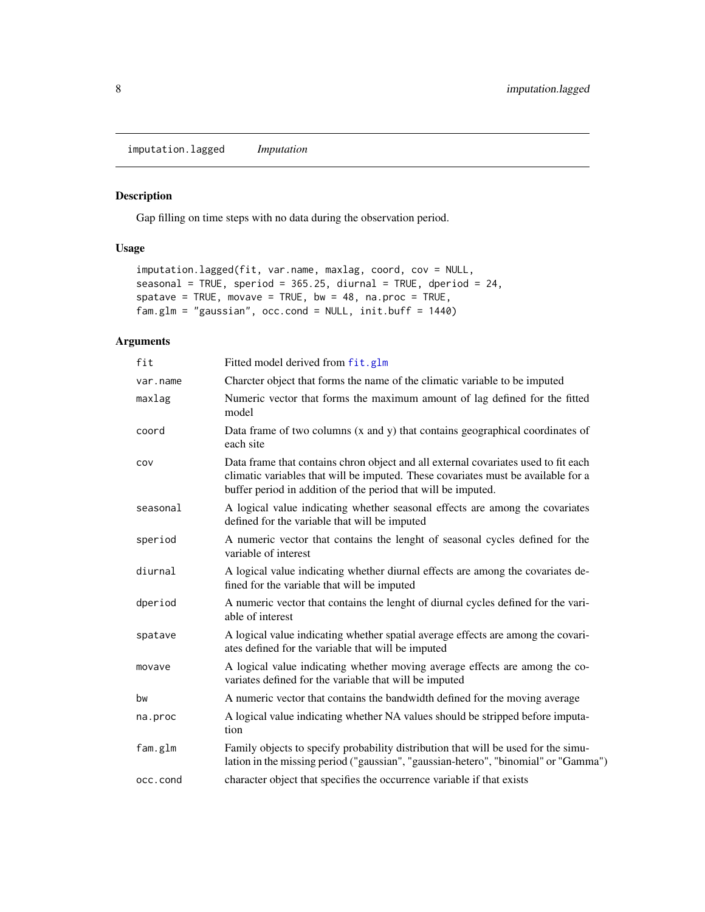imputation.lagged    *Imputation*

## Description

Gap filling on time steps with no data during the observation period.

## Usage

```
imputation.lagged(fit, var.name, maxlag, coord, cov = NULL,
seasonal = TRUE, speriod = 365.25, diurnal = TRUE, dperiod = 24,
spatave = TRUE, movave = TRUE, bw = 48, na.proc = TRUE,
fam.glm = "gaussian", occ.cond = NULL, init.buff = 1440)
```

## Arguments

| | |
|---|---|
| fit | Fitted model derived from fit.glm |
| var.name | Charcter object that forms the name of the climatic variable to be imputed |
| maxlag | Numeric vector that forms the maximum amount of lag defined for the fitted model |
| coord | Data frame of two columns (x and y) that contains geographical coordinates of each site |
| cov | Data frame that contains chron object and all external covariates used to fit each climatic variables that will be imputed. These covariates must be available for a buffer period in addition of the period that will be imputed. |
| seasonal | A logical value indicating whether seasonal effects are among the covariates defined for the variable that will be imputed |
| speriod | A numeric vector that contains the lenght of seasonal cycles defined for the variable of interest |
| diurnal | A logical value indicating whether diurnal effects are among the covariates defined for the variable that will be imputed |
| dperiod | A numeric vector that contains the lenght of diurnal cycles defined for the variable of interest |
| spatave | A logical value indicating whether spatial average effects are among the covariates defined for the variable that will be imputed |
| movave | A logical value indicating whether moving average effects are among the covariates defined for the variable that will be imputed |
| bw | A numeric vector that contains the bandwidth defined for the moving average |
| na.proc | A logical value indicating whether NA values should be stripped before imputation |
| fam.glm | Family objects to specify probability distribution that will be used for the simulation in the missing period ("gaussian", "gaussian-hetero", "binomial" or "Gamma") |
| occ.cond | character object that specifies the occurrence variable if that exists |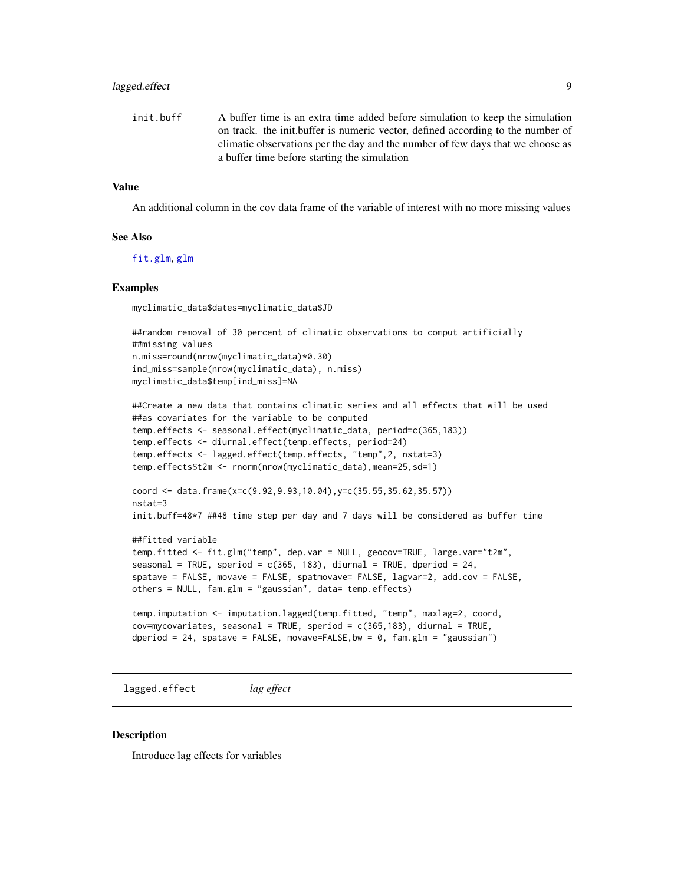init.buff A buffer time is an extra time added before simulation to keep the simulation on track. the init.buffer is numeric vector, defined according to the number of climatic observations per the day and the number of few days that we choose as a buffer time before starting the simulation

## Value

An additional column in the cov data frame of the variable of interest with no more missing values

## See Also

fit.glm, glm

## Examples

```
myclimatic_data$dates=myclimatic_data$JD

##random removal of 30 percent of climatic observations to comput artificially
##missing values
n.miss=round(nrow(myclimatic_data)*0.30)
ind_miss=sample(nrow(myclimatic_data), n.miss)
myclimatic_data$temp[ind_miss]=NA

##Create a new data that contains climatic series and all effects that will be used
##as covariates for the variable to be computed
temp.effects <- seasonal.effect(myclimatic_data, period=c(365,183))
temp.effects <- diurnal.effect(temp.effects, period=24)
temp.effects <- lagged.effect(temp.effects, "temp",2, nstat=3)
temp.effects$t2m <- rnorm(nrow(myclimatic_data),mean=25,sd=1)

coord <- data.frame(x=c(9.92,9.93,10.04),y=c(35.55,35.62,35.57))
nstat=3
init.buff=48*7 ##48 time step per day and 7 days will be considered as buffer time

##fitted variable
temp.fitted <- fit.glm("temp", dep.var = NULL, geocov=TRUE, large.var="t2m",
seasonal = TRUE, speriod = c(365, 183), diurnal = TRUE, dperiod = 24,
spatave = FALSE, movave = FALSE, spatmovave= FALSE, lagvar=2, add.cov = FALSE,
others = NULL, fam.glm = "gaussian", data= temp.effects)

temp.imputation <- imputation.lagged(temp.fitted, "temp", maxlag=2, coord,
cov=mycovariates, seasonal = TRUE, speriod = c(365,183), diurnal = TRUE,
dperiod = 24, spatave = FALSE, movave=FALSE,bw = 0, fam.glm = "gaussian")
```

---

# lagged.effect *lag effect*

## Description

Introduce lag effects for variables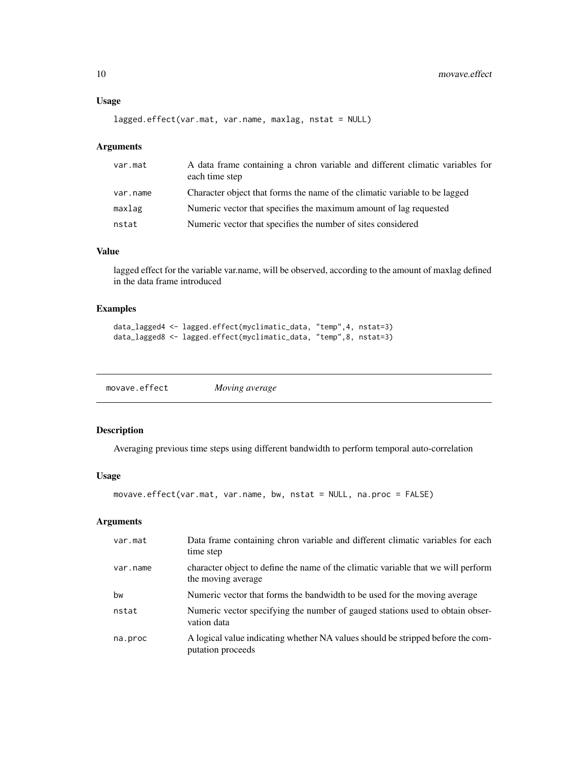### Usage

```
lagged.effect(var.mat, var.name, maxlag, nstat = NULL)
```

### Arguments

| | |
|---|---|
| var.mat | A data frame containing a chron variable and different climatic variables for each time step |
| var.name | Character object that forms the name of the climatic variable to be lagged |
| maxlag | Numeric vector that specifies the maximum amount of lag requested |
| nstat | Numeric vector that specifies the number of sites considered |

### Value

lagged effect for the variable var.name, will be observed, according to the amount of maxlag defined in the data frame introduced

### Examples

```
data_lagged4 <- lagged.effect(myclimatic_data, "temp",4, nstat=3)
data_lagged8 <- lagged.effect(myclimatic_data, "temp",8, nstat=3)
```

## movave.effect *Moving average*

### Description

Averaging previous time steps using different bandwidth to perform temporal auto-correlation

### Usage

```
movave.effect(var.mat, var.name, bw, nstat = NULL, na.proc = FALSE)
```

### Arguments

| | |
|---|---|
| var.mat | Data frame containing chron variable and different climatic variables for each time step |
| var.name | character object to define the name of the climatic variable that we will perform the moving average |
| bw | Numeric vector that forms the bandwidth to be used for the moving average |
| nstat | Numeric vector specifying the number of gauged stations used to obtain observation data |
| na.proc | A logical value indicating whether NA values should be stripped before the computation proceeds |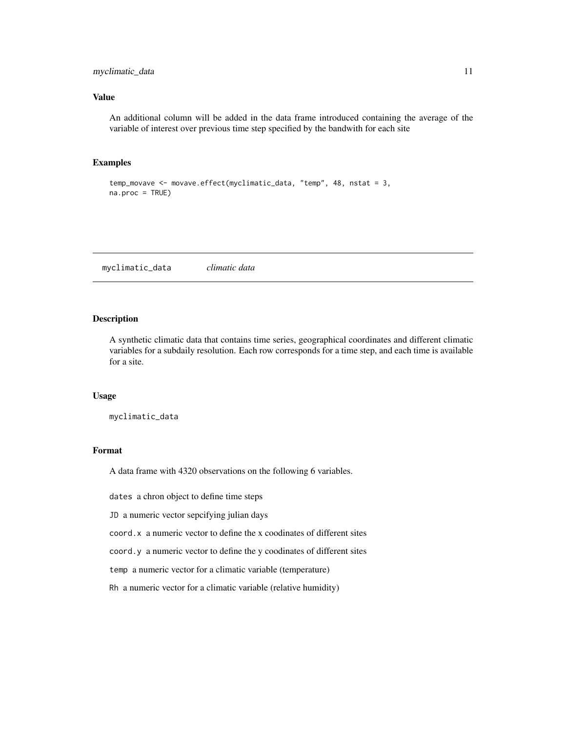### Value

An additional column will be added in the data frame introduced containing the average of the variable of interest over previous time step specified by the bandwith for each site

### Examples

```
temp_movave <- movave.effect(myclimatic_data, "temp", 48, nstat = 3,
na.proc = TRUE)
```

---

## myclimatic_data *climatic data*

---

### Description

A synthetic climatic data that contains time series, geographical coordinates and different climatic variables for a subdaily resolution. Each row corresponds for a time step, and each time is available for a site.

### Usage

```
myclimatic_data
```

### Format

A data frame with 4320 observations on the following 6 variables.

`dates` a chron object to define time steps

`JD` a numeric vector sepcifying julian days

`coord.x` a numeric vector to define the x coodinates of different sites

`coord.y` a numeric vector to define the y coodinates of different sites

`temp` a numeric vector for a climatic variable (temperature)

`Rh` a numeric vector for a climatic variable (relative humidity)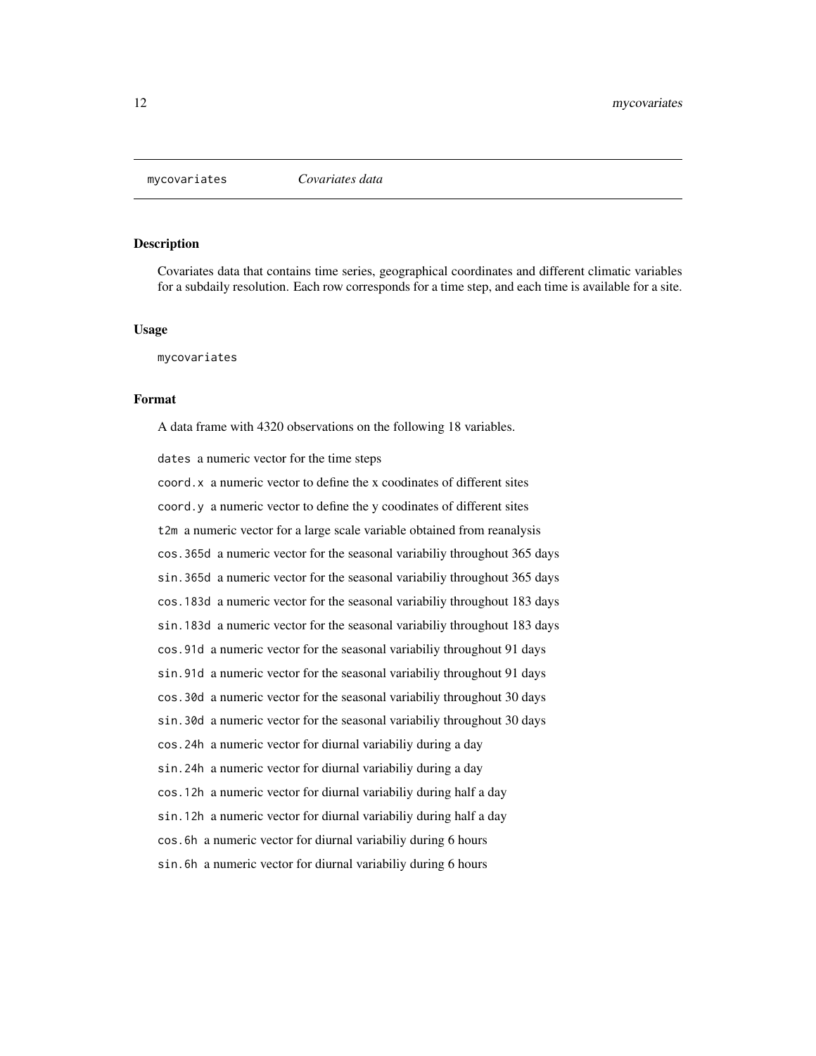## mycovariates *Covariates data*

### Description

Covariates data that contains time series, geographical coordinates and different climatic variables for a subdaily resolution. Each row corresponds for a time step, and each time is available for a site.

### Usage

```
mycovariates
```

### Format

A data frame with 4320 observations on the following 18 variables.

- `dates` a numeric vector for the time steps
- `coord.x` a numeric vector to define the x coodinates of different sites
- `coord.y` a numeric vector to define the y coodinates of different sites
- `t2m` a numeric vector for a large scale variable obtained from reanalysis
- `cos.365d` a numeric vector for the seasonal variabiliy throughout 365 days
- `sin.365d` a numeric vector for the seasonal variabiliy throughout 365 days
- `cos.183d` a numeric vector for the seasonal variabiliy throughout 183 days
- `sin.183d` a numeric vector for the seasonal variabiliy throughout 183 days
- `cos.91d` a numeric vector for the seasonal variabiliy throughout 91 days
- `sin.91d` a numeric vector for the seasonal variabiliy throughout 91 days
- `cos.30d` a numeric vector for the seasonal variabiliy throughout 30 days
- `sin.30d` a numeric vector for the seasonal variabiliy throughout 30 days
- `cos.24h` a numeric vector for diurnal variabiliy during a day
- `sin.24h` a numeric vector for diurnal variabiliy during a day
- `cos.12h` a numeric vector for diurnal variabiliy during half a day
- `sin.12h` a numeric vector for diurnal variabiliy during half a day
- `cos.6h` a numeric vector for diurnal variabiliy during 6 hours
- `sin.6h` a numeric vector for diurnal variabiliy during 6 hours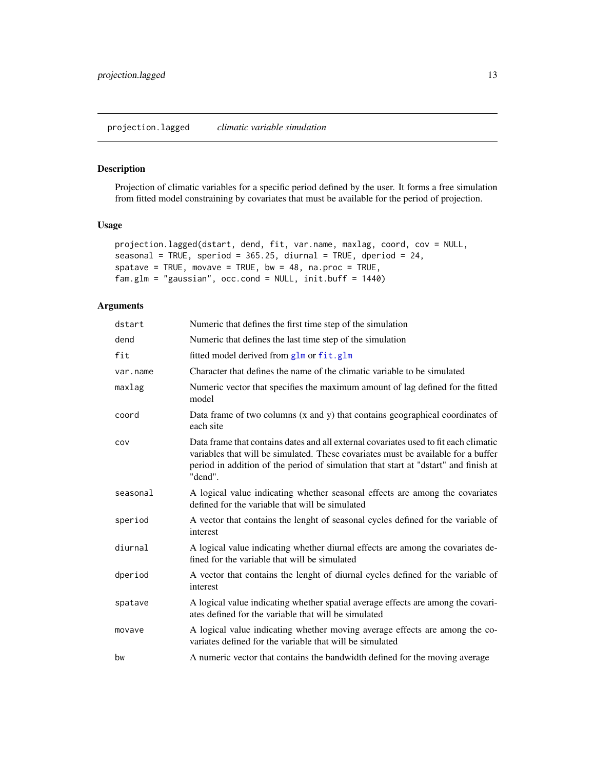## projection.lagged *climatic variable simulation*

### Description

Projection of climatic variables for a specific period defined by the user. It forms a free simulation from fitted model constraining by covariates that must be available for the period of projection.

### Usage

```
projection.lagged(dstart, dend, fit, var.name, maxlag, coord, cov = NULL,
seasonal = TRUE, speriod = 365.25, diurnal = TRUE, dperiod = 24,
spatave = TRUE, movave = TRUE, bw = 48, na.proc = TRUE,
fam.glm = "gaussian", occ.cond = NULL, init.buff = 1440)
```

### Arguments

| | |
|---|---|
| dstart | Numeric that defines the first time step of the simulation |
| dend | Numeric that defines the last time step of the simulation |
| fit | fitted model derived from glm or fit.glm |
| var.name | Character that defines the name of the climatic variable to be simulated |
| maxlag | Numeric vector that specifies the maximum amount of lag defined for the fitted model |
| coord | Data frame of two columns (x and y) that contains geographical coordinates of each site |
| cov | Data frame that contains dates and all external covariates used to fit each climatic variables that will be simulated. These covariates must be available for a buffer period in addition of the period of simulation that start at "dstart" and finish at "dend". |
| seasonal | A logical value indicating whether seasonal effects are among the covariates defined for the variable that will be simulated |
| speriod | A vector that contains the lenght of seasonal cycles defined for the variable of interest |
| diurnal | A logical value indicating whether diurnal effects are among the covariates defined for the variable that will be simulated |
| dperiod | A vector that contains the lenght of diurnal cycles defined for the variable of interest |
| spatave | A logical value indicating whether spatial average effects are among the covariates defined for the variable that will be simulated |
| movave | A logical value indicating whether moving average effects are among the covariates defined for the variable that will be simulated |
| bw | A numeric vector that contains the bandwidth defined for the moving average |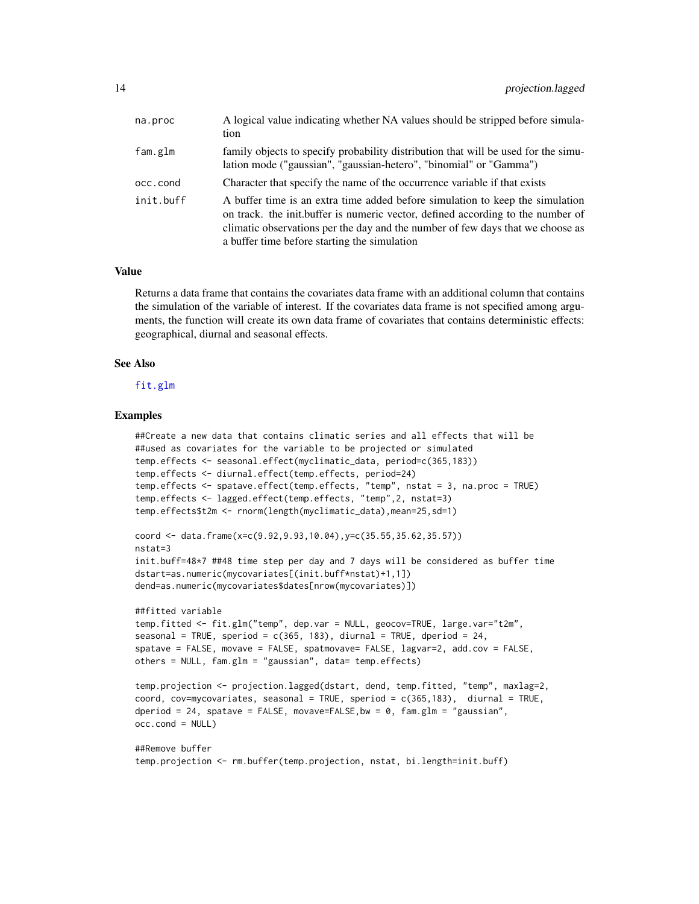| | |
|---|---|
| na.proc | A logical value indicating whether NA values should be stripped before simulation |
| fam.glm | family objects to specify probability distribution that will be used for the simulation mode ("gaussian", "gaussian-hetero", "binomial" or "Gamma") |
| occ.cond | Character that specify the name of the occurrence variable if that exists |
| init.buff | A buffer time is an extra time added before simulation to keep the simulation on track. the init.buffer is numeric vector, defined according to the number of climatic observations per the day and the number of few days that we choose as a buffer time before starting the simulation |

### Value

Returns a data frame that contains the covariates data frame with an additional column that contains the simulation of the variable of interest. If the covariates data frame is not specified among arguments, the function will create its own data frame of covariates that contains deterministic effects: geographical, diurnal and seasonal effects.

### See Also

fit.glm

### Examples

```
##Create a new data that contains climatic series and all effects that will be
##used as covariates for the variable to be projected or simulated
temp.effects <- seasonal.effect(myclimatic_data, period=c(365,183))
temp.effects <- diurnal.effect(temp.effects, period=24)
temp.effects <- spatave.effect(temp.effects, "temp", nstat = 3, na.proc = TRUE)
temp.effects <- lagged.effect(temp.effects, "temp",2, nstat=3)
temp.effects$t2m <- rnorm(length(myclimatic_data),mean=25,sd=1)

coord <- data.frame(x=c(9.92,9.93,10.04),y=c(35.55,35.62,35.57))
nstat=3
init.buff=48*7 ##48 time step per day and 7 days will be considered as buffer time
dstart=as.numeric(mycovariates[(init.buff*nstat)+1,1])
dend=as.numeric(mycovariates$dates[nrow(mycovariates)])

##fitted variable
temp.fitted <- fit.glm("temp", dep.var = NULL, geocov=TRUE, large.var="t2m",
seasonal = TRUE, speriod = c(365, 183), diurnal = TRUE, dperiod = 24,
spatave = FALSE, movave = FALSE, spatmovave= FALSE, lagvar=2, add.cov = FALSE,
others = NULL, fam.glm = "gaussian", data= temp.effects)

temp.projection <- projection.lagged(dstart, dend, temp.fitted, "temp", maxlag=2,
coord, cov=mycovariates, seasonal = TRUE, speriod = c(365,183),  diurnal = TRUE,
dperiod = 24, spatave = FALSE, movave=FALSE,bw = 0, fam.glm = "gaussian",
occ.cond = NULL)

##Remove buffer
temp.projection <- rm.buffer(temp.projection, nstat, bi.length=init.buff)
```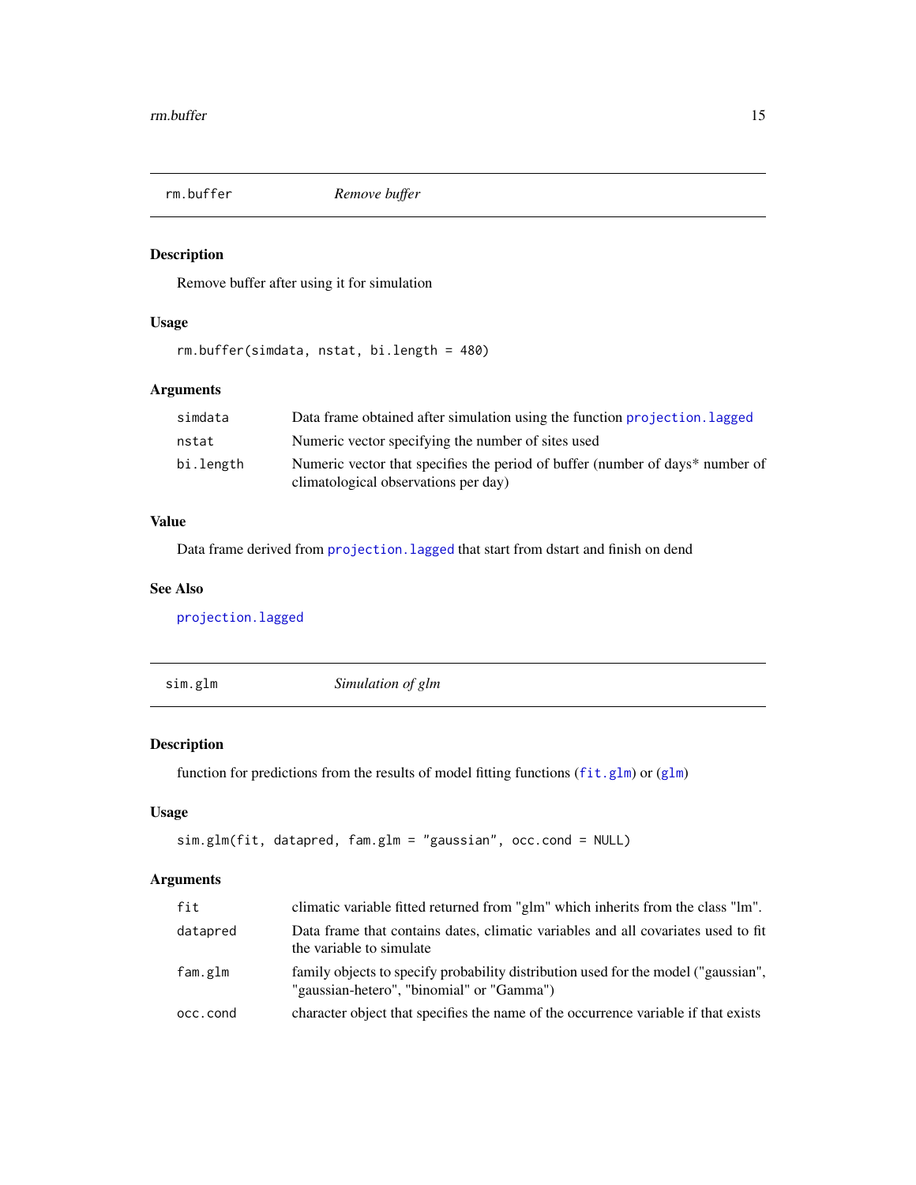## rm.buffer — *Remove buffer*

### Description

Remove buffer after using it for simulation

### Usage

```
rm.buffer(simdata, nstat, bi.length = 480)
```

### Arguments

| | |
|---|---|
| `simdata` | Data frame obtained after simulation using the function `projection.lagged` |
| `nstat` | Numeric vector specifying the number of sites used |
| `bi.length` | Numeric vector that specifies the period of buffer (number of days* number of climatological observations per day) |

### Value

Data frame derived from `projection.lagged` that start from dstart and finish on dend

### See Also

`projection.lagged`

## sim.glm — *Simulation of glm*

### Description

function for predictions from the results of model fitting functions (`fit.glm`) or (`glm`)

### Usage

```
sim.glm(fit, datapred, fam.glm = "gaussian", occ.cond = NULL)
```

### Arguments

| | |
|---|---|
| `fit` | climatic variable fitted returned from "glm" which inherits from the class "lm". |
| `datapred` | Data frame that contains dates, climatic variables and all covariates used to fit the variable to simulate |
| `fam.glm` | family objects to specify probability distribution used for the model ("gaussian", "gaussian-hetero", "binomial" or "Gamma") |
| `occ.cond` | character object that specifies the name of the occurrence variable if that exists |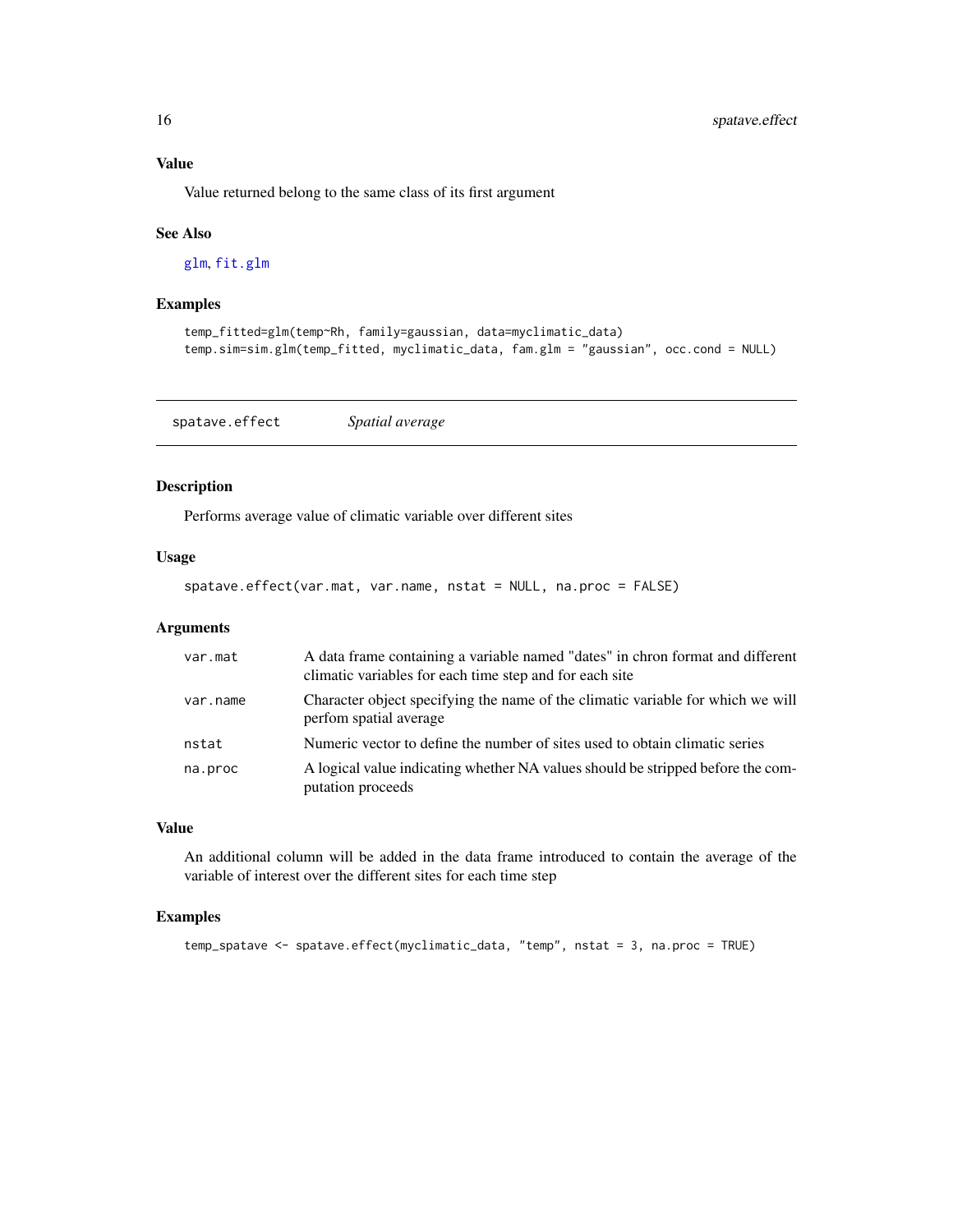### Value

Value returned belong to the same class of its first argument

### See Also

glm, fit.glm

### Examples

```
temp_fitted=glm(temp~Rh, family=gaussian, data=myclimatic_data)
temp.sim=sim.glm(temp_fitted, myclimatic_data, fam.glm = "gaussian", occ.cond = NULL)
```

---

## spatave.effect *Spatial average*

### Description

Performs average value of climatic variable over different sites

### Usage

```
spatave.effect(var.mat, var.name, nstat = NULL, na.proc = FALSE)
```

### Arguments

| | |
|---|---|
| var.mat | A data frame containing a variable named "dates" in chron format and different climatic variables for each time step and for each site |
| var.name | Character object specifying the name of the climatic variable for which we will perfom spatial average |
| nstat | Numeric vector to define the number of sites used to obtain climatic series |
| na.proc | A logical value indicating whether NA values should be stripped before the computation proceeds |

### Value

An additional column will be added in the data frame introduced to contain the average of the variable of interest over the different sites for each time step

### Examples

```
temp_spatave <- spatave.effect(myclimatic_data, "temp", nstat = 3, na.proc = TRUE)
```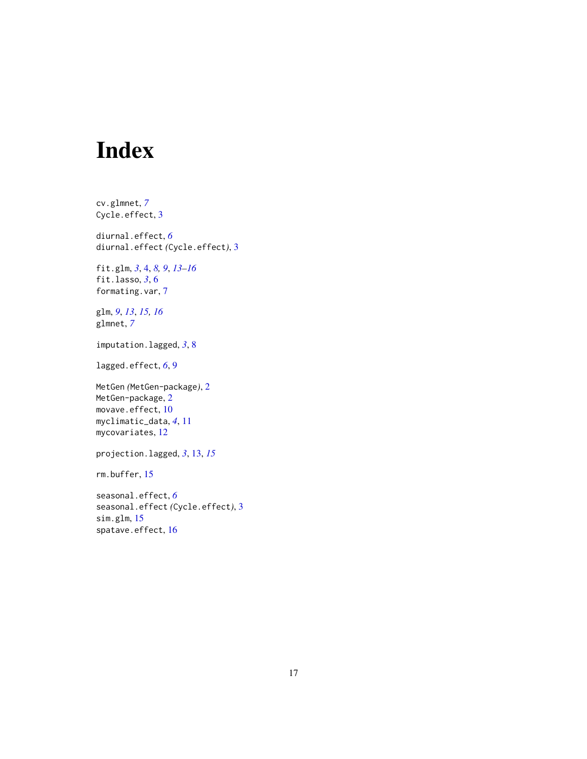# Index

cv.glmnet, *7*
Cycle.effect, 3

diurnal.effect, *6*
diurnal.effect (Cycle.effect), 3

fit.glm, *3*, 4, *8, 9*, *13–16*
fit.lasso, *3*, 6
formating.var, 7

glm, *9*, *13*, *15, 16*
glmnet, *7*

imputation.lagged, *3*, 8

lagged.effect, *6*, 9

MetGen (MetGen-package), 2
MetGen-package, 2
movave.effect, 10
myclimatic_data, *4*, 11
mycovariates, 12

projection.lagged, *3*, 13, *15*

rm.buffer, 15

seasonal.effect, *6*
seasonal.effect (Cycle.effect), 3
sim.glm, 15
spatave.effect, 16